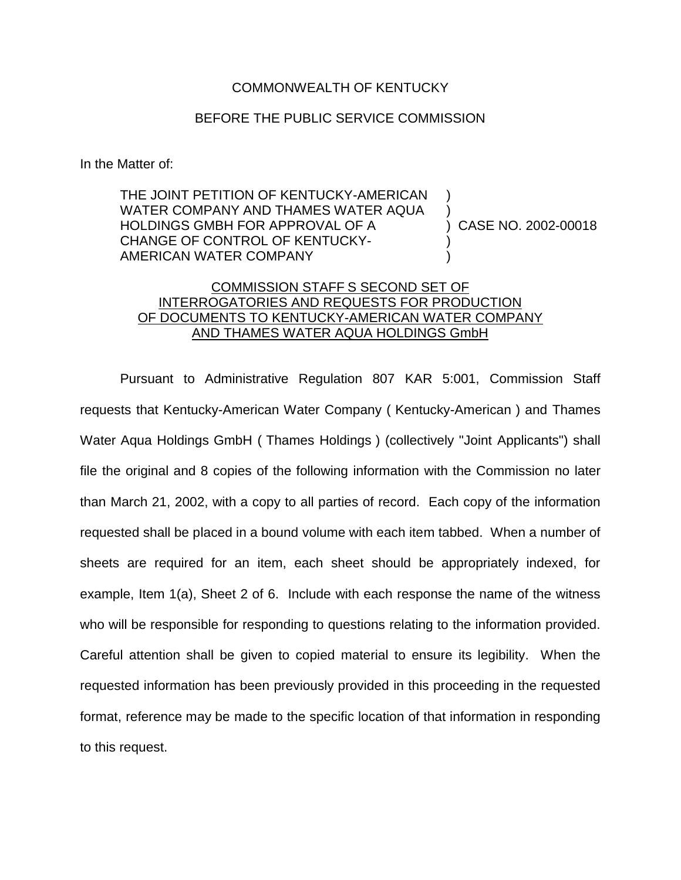COMMONWEALTH OF KENTUCKY

BEFORE THE PUBLIC SERVICE COMMISSION

In the Matter of:

THE JOINT PETITION OF KENTUCKY-AMERICAN WATER COMPANY AND THAMES WATER AQUA HOLDINGS GMBH FOR APPROVAL OF A CHANGE OF CONTROL OF KENTUCKY-AMERICAN WATER COMPANY ) CASE NO. 2002-00018

COMMISSION STAFF S SECOND SET OF INTERROGATORIES AND REQUESTS FOR PRODUCTION OF DOCUMENTS TO KENTUCKY-AMERICAN WATER COMPANY AND THAMES WATER AQUA HOLDINGS GmbH

Pursuant to Administrative Regulation 807 KAR 5:001, Commission Staff requests that Kentucky-American Water Company ( Kentucky-American ) and Thames Water Aqua Holdings GmbH ( Thames Holdings ) (collectively "Joint Applicants") shall file the original and 8 copies of the following information with the Commission no later than March 21, 2002, with a copy to all parties of record. Each copy of the information requested shall be placed in a bound volume with each item tabbed. When a number of sheets are required for an item, each sheet should be appropriately indexed, for example, Item 1(a), Sheet 2 of 6. Include with each response the name of the witness who will be responsible for responding to questions relating to the information provided. Careful attention shall be given to copied material to ensure its legibility. When the requested information has been previously provided in this proceeding in the requested format, reference may be made to the specific location of that information in responding to this request.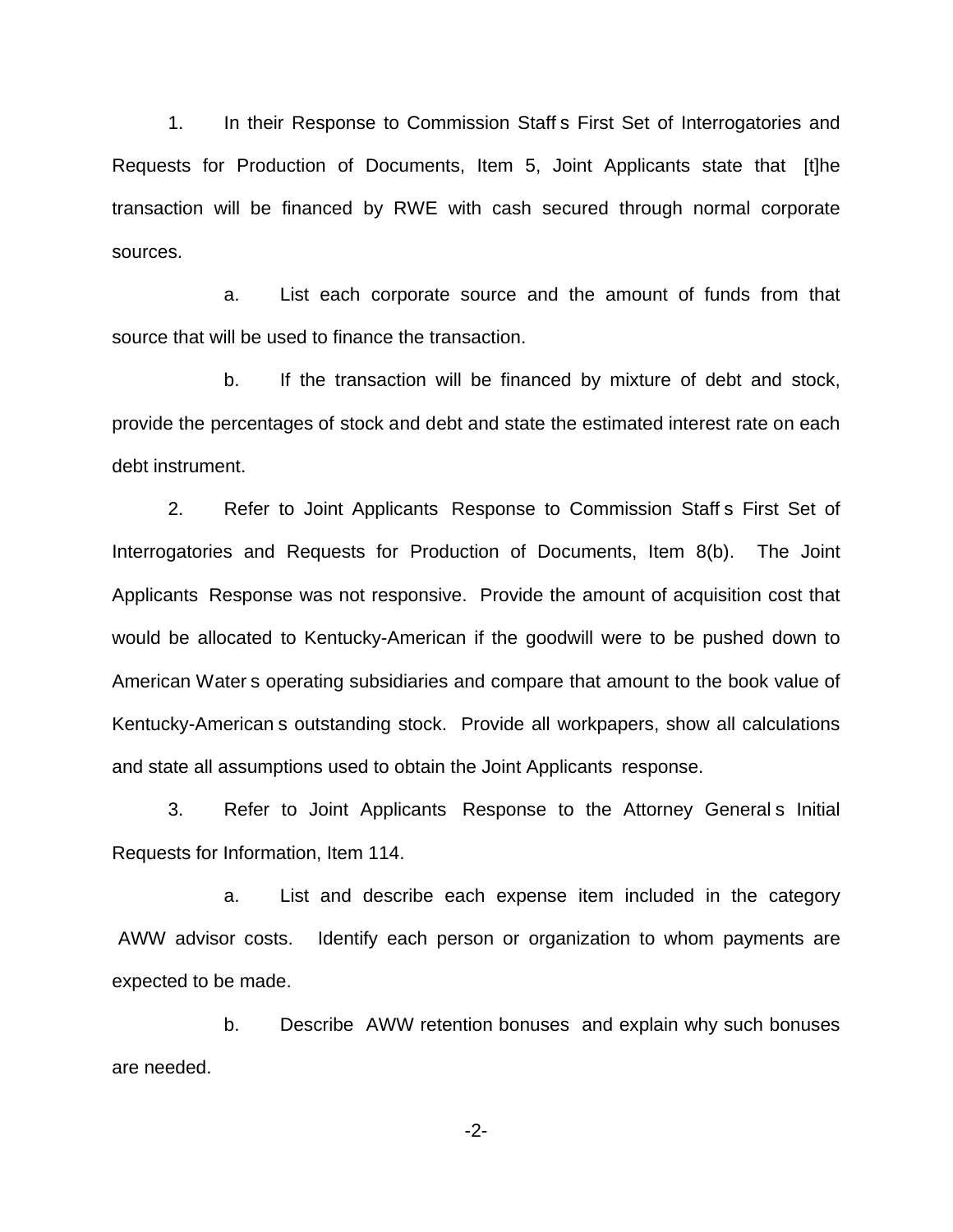1. In their Response to Commission Staff s First Set of Interrogatories and Requests for Production of Documents, Item 5, Joint Applicants state that [t]he transaction will be financed by RWE with cash secured through normal corporate sources.

    a. List each corporate source and the amount of funds from that source that will be used to finance the transaction.

    b. If the transaction will be financed by mixture of debt and stock, provide the percentages of stock and debt and state the estimated interest rate on each debt instrument.

2. Refer to Joint Applicants Response to Commission Staff s First Set of Interrogatories and Requests for Production of Documents, Item 8(b). The Joint Applicants Response was not responsive. Provide the amount of acquisition cost that would be allocated to Kentucky-American if the goodwill were to be pushed down to American Water s operating subsidiaries and compare that amount to the book value of Kentucky-American s outstanding stock. Provide all workpapers, show all calculations and state all assumptions used to obtain the Joint Applicants response.

3. Refer to Joint Applicants Response to the Attorney General s Initial Requests for Information, Item 114.

    a. List and describe each expense item included in the category AWW advisor costs. Identify each person or organization to whom payments are expected to be made.

    b. Describe AWW retention bonuses and explain why such bonuses are needed.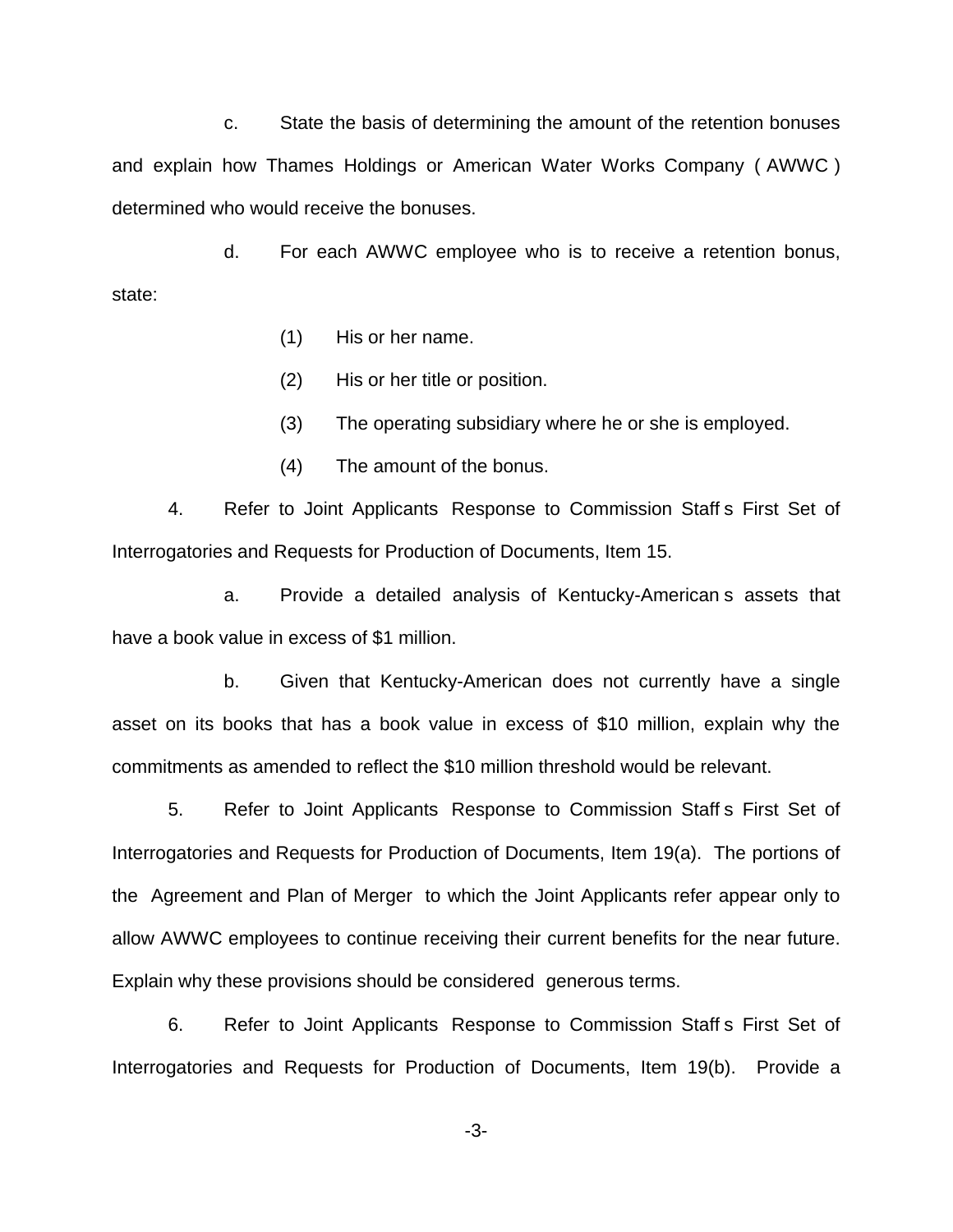c. State the basis of determining the amount of the retention bonuses and explain how Thames Holdings or American Water Works Company ( AWWC ) determined who would receive the bonuses.

d. For each AWWC employee who is to receive a retention bonus, state:

(1) His or her name.

(2) His or her title or position.

(3) The operating subsidiary where he or she is employed.

(4) The amount of the bonus.

4. Refer to Joint Applicants Response to Commission Staff s First Set of Interrogatories and Requests for Production of Documents, Item 15.

a. Provide a detailed analysis of Kentucky-American s assets that have a book value in excess of $1 million.

b. Given that Kentucky-American does not currently have a single asset on its books that has a book value in excess of $10 million, explain why the commitments as amended to reflect the $10 million threshold would be relevant.

5. Refer to Joint Applicants Response to Commission Staff s First Set of Interrogatories and Requests for Production of Documents, Item 19(a). The portions of the Agreement and Plan of Merger to which the Joint Applicants refer appear only to allow AWWC employees to continue receiving their current benefits for the near future. Explain why these provisions should be considered generous terms.

6. Refer to Joint Applicants Response to Commission Staff s First Set of Interrogatories and Requests for Production of Documents, Item 19(b). Provide a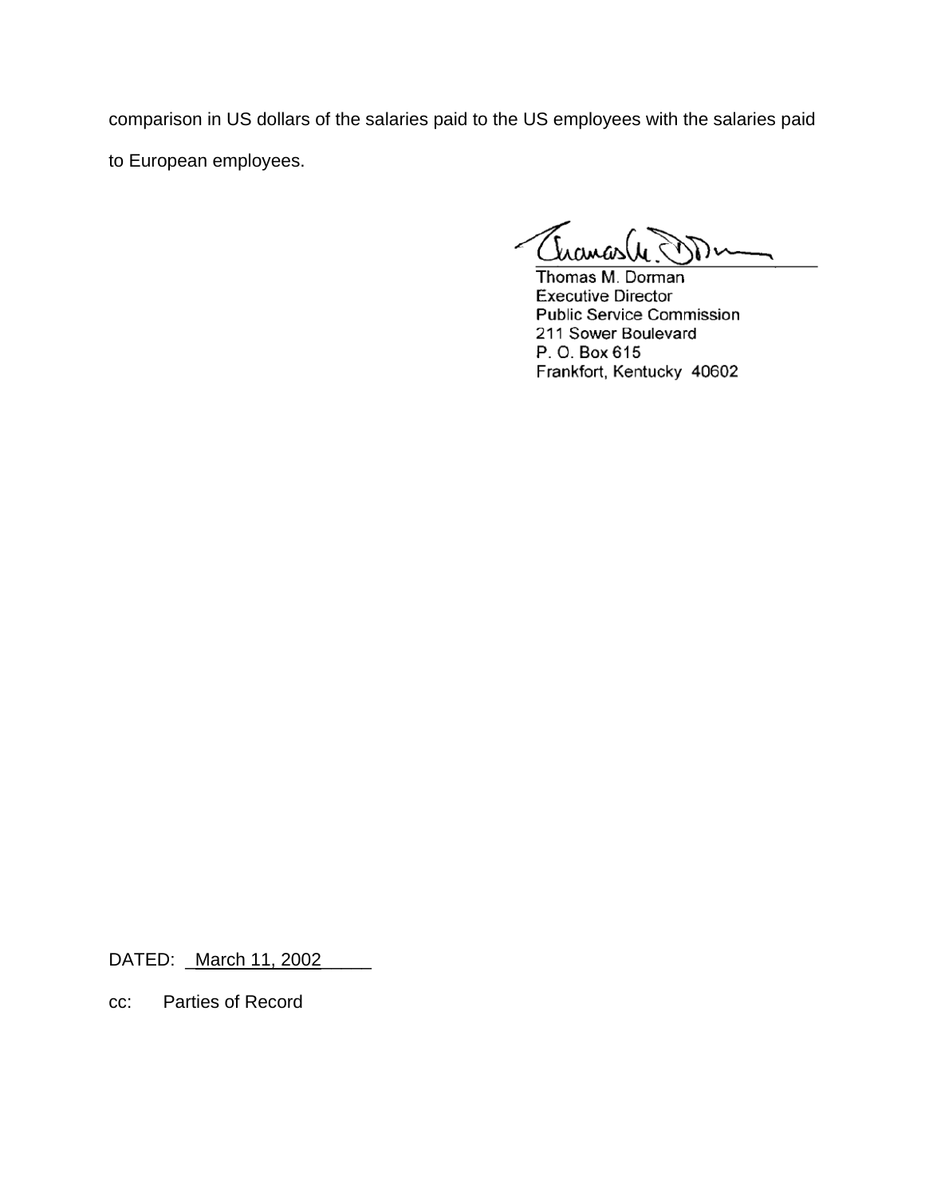comparison in US dollars of the salaries paid to the US employees with the salaries paid to European employees.

Thomas M. Dorman
Executive Director
Public Service Commission
211 Sower Boulevard
P. O. Box 615
Frankfort, Kentucky 40602

DATED: March 11, 2002

cc: Parties of Record